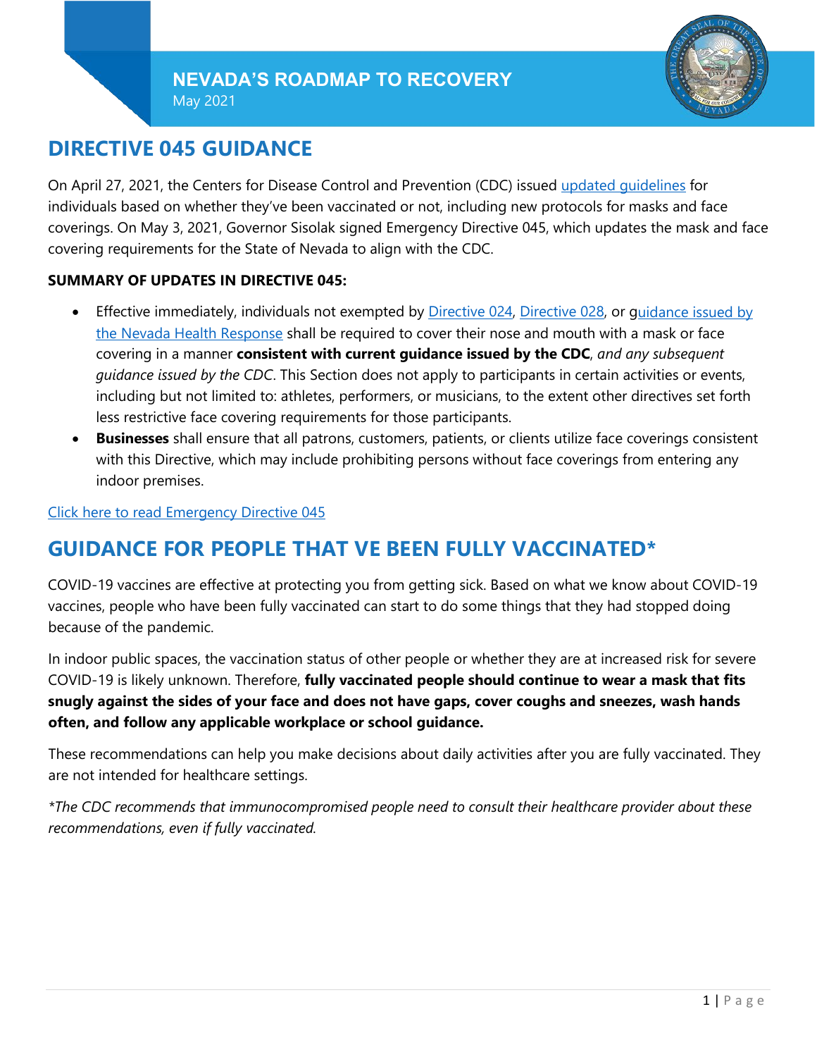# NEVADA'S ROADMAP TO RECOVERY

May 2021

## DIRECTIVE 045 GUIDANCE

On April 27, 2021, the Centers for Disease Control and Prevention (CDC) issued updated guidelines for individuals based on whether they've been vaccinated or not, including new protocols for masks and face coverings. On May 3, 2021, Governor Sisolak signed Emergency Directive 045, which updates the mask and face covering requirements for the State of Nevada to align with the CDC.

**SUMMARY OF UPDATES IN DIRECTIVE 045:**

- Effective immediately, individuals not exempted by Directive 024, Directive 028, or guidance issued by the Nevada Health Response shall be required to cover their nose and mouth with a mask or face covering in a manner **consistent with current guidance issued by the CDC**, *and any subsequent guidance issued by the CDC*. This Section does not apply to participants in certain activities or events, including but not limited to: athletes, performers, or musicians, to the extent other directives set forth less restrictive face covering requirements for those participants.
- **Businesses** shall ensure that all patrons, customers, patients, or clients utilize face coverings consistent with this Directive, which may include prohibiting persons without face coverings from entering any indoor premises.

Click here to read Emergency Directive 045

## GUIDANCE FOR PEOPLE THAT VE BEEN FULLY VACCINATED*

COVID-19 vaccines are effective at protecting you from getting sick. Based on what we know about COVID-19 vaccines, people who have been fully vaccinated can start to do some things that they had stopped doing because of the pandemic.

In indoor public spaces, the vaccination status of other people or whether they are at increased risk for severe COVID-19 is likely unknown. Therefore, **fully vaccinated people should continue to wear a mask that fits snugly against the sides of your face and does not have gaps, cover coughs and sneezes, wash hands often, and follow any applicable workplace or school guidance.**

These recommendations can help you make decisions about daily activities after you are fully vaccinated. They are not intended for healthcare settings.

*\*The CDC recommends that immunocompromised people need to consult their healthcare provider about these recommendations, even if fully vaccinated.*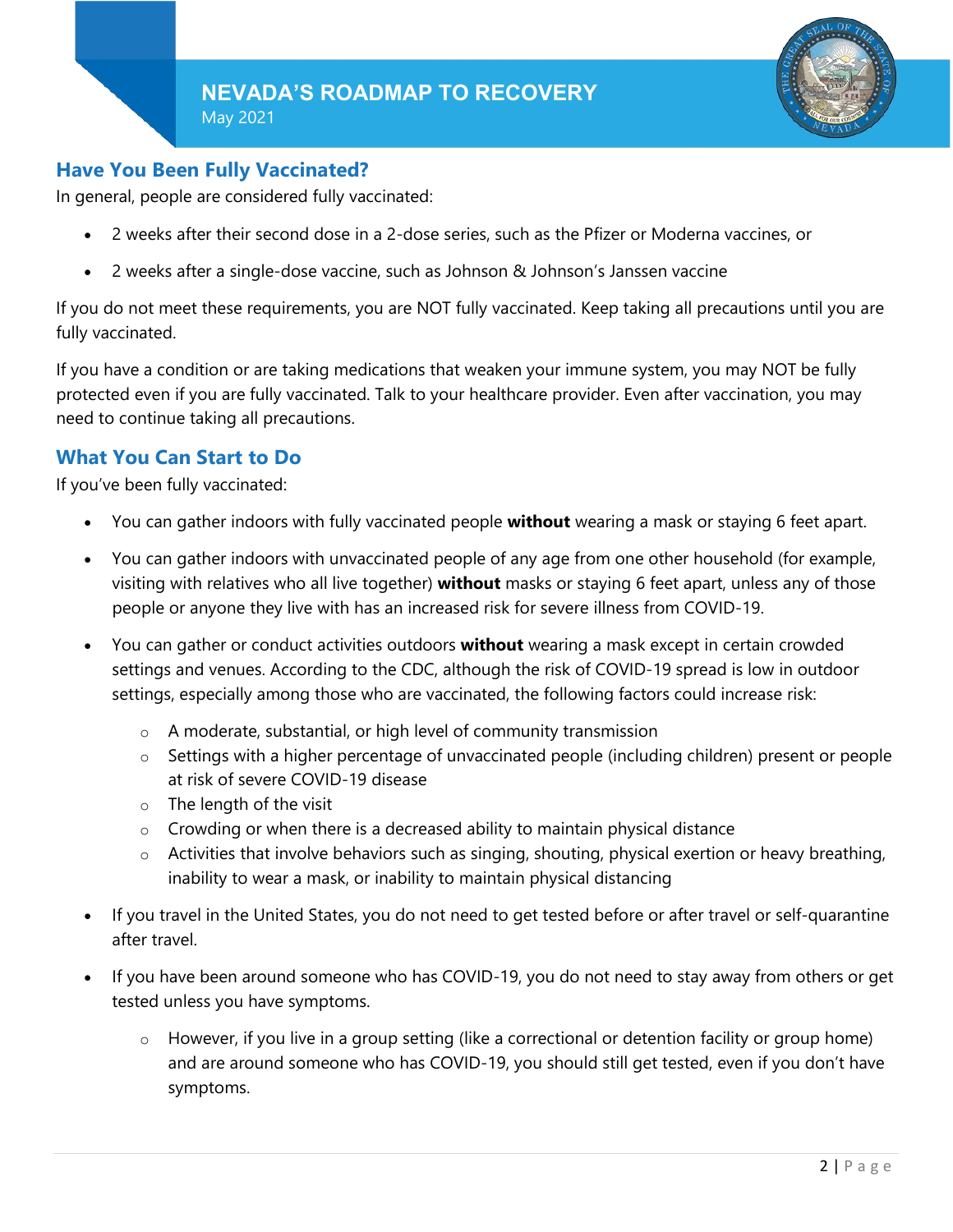## Have You Been Fully Vaccinated?

In general, people are considered fully vaccinated:

- 2 weeks after their second dose in a 2-dose series, such as the Pfizer or Moderna vaccines, or
- 2 weeks after a single-dose vaccine, such as Johnson & Johnson's Janssen vaccine

If you do not meet these requirements, you are NOT fully vaccinated. Keep taking all precautions until you are fully vaccinated.

If you have a condition or are taking medications that weaken your immune system, you may NOT be fully protected even if you are fully vaccinated. Talk to your healthcare provider. Even after vaccination, you may need to continue taking all precautions.

## What You Can Start to Do

If you've been fully vaccinated:

- You can gather indoors with fully vaccinated people **without** wearing a mask or staying 6 feet apart.
- You can gather indoors with unvaccinated people of any age from one other household (for example, visiting with relatives who all live together) **without** masks or staying 6 feet apart, unless any of those people or anyone they live with has an increased risk for severe illness from COVID-19.
- You can gather or conduct activities outdoors **without** wearing a mask except in certain crowded settings and venues. According to the CDC, although the risk of COVID-19 spread is low in outdoor settings, especially among those who are vaccinated, the following factors could increase risk:
  - A moderate, substantial, or high level of community transmission
  - Settings with a higher percentage of unvaccinated people (including children) present or people at risk of severe COVID-19 disease
  - The length of the visit
  - Crowding or when there is a decreased ability to maintain physical distance
  - Activities that involve behaviors such as singing, shouting, physical exertion or heavy breathing, inability to wear a mask, or inability to maintain physical distancing
- If you travel in the United States, you do not need to get tested before or after travel or self-quarantine after travel.
- If you have been around someone who has COVID-19, you do not need to stay away from others or get tested unless you have symptoms.
  - However, if you live in a group setting (like a correctional or detention facility or group home) and are around someone who has COVID-19, you should still get tested, even if you don't have symptoms.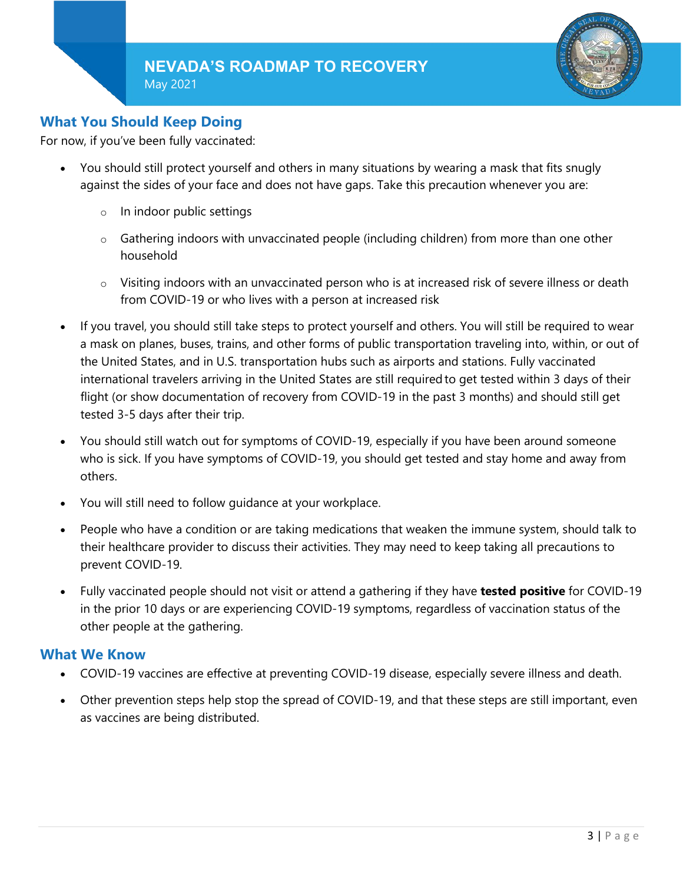## What You Should Keep Doing

For now, if you've been fully vaccinated:

- You should still protect yourself and others in many situations by wearing a mask that fits snugly against the sides of your face and does not have gaps. Take this precaution whenever you are:
  - In indoor public settings
  - Gathering indoors with unvaccinated people (including children) from more than one other household
  - Visiting indoors with an unvaccinated person who is at increased risk of severe illness or death from COVID-19 or who lives with a person at increased risk
- If you travel, you should still take steps to protect yourself and others. You will still be required to wear a mask on planes, buses, trains, and other forms of public transportation traveling into, within, or out of the United States, and in U.S. transportation hubs such as airports and stations. Fully vaccinated international travelers arriving in the United States are still required to get tested within 3 days of their flight (or show documentation of recovery from COVID-19 in the past 3 months) and should still get tested 3-5 days after their trip.
- You should still watch out for symptoms of COVID-19, especially if you have been around someone who is sick. If you have symptoms of COVID-19, you should get tested and stay home and away from others.
- You will still need to follow guidance at your workplace.
- People who have a condition or are taking medications that weaken the immune system, should talk to their healthcare provider to discuss their activities. They may need to keep taking all precautions to prevent COVID-19.
- Fully vaccinated people should not visit or attend a gathering if they have **tested positive** for COVID-19 in the prior 10 days or are experiencing COVID-19 symptoms, regardless of vaccination status of the other people at the gathering.

## What We Know

- COVID-19 vaccines are effective at preventing COVID-19 disease, especially severe illness and death.
- Other prevention steps help stop the spread of COVID-19, and that these steps are still important, even as vaccines are being distributed.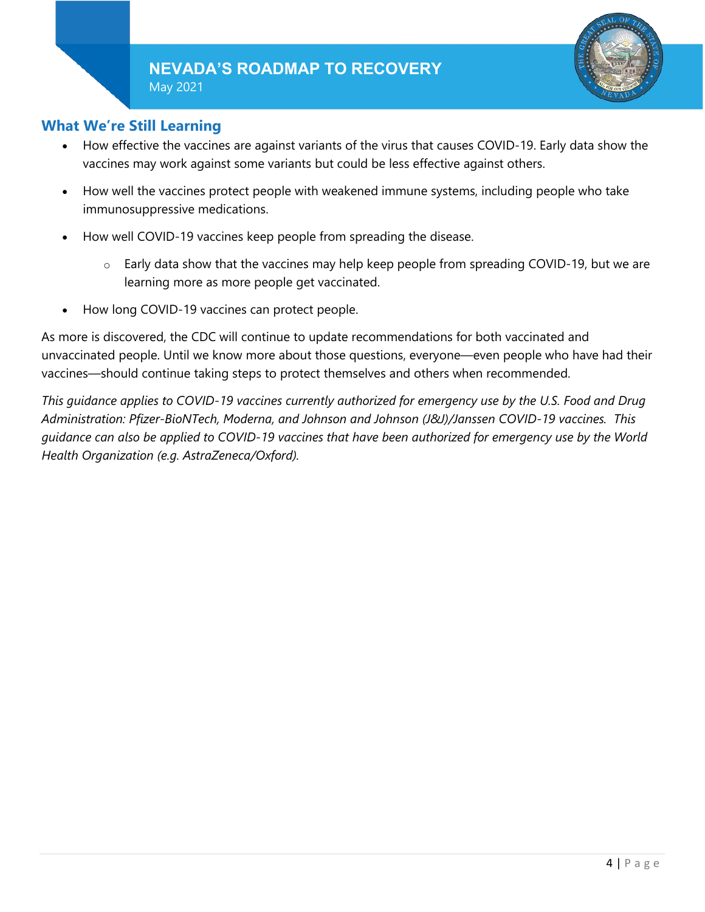## What We're Still Learning

- How effective the vaccines are against variants of the virus that causes COVID-19. Early data show the vaccines may work against some variants but could be less effective against others.
- How well the vaccines protect people with weakened immune systems, including people who take immunosuppressive medications.
- How well COVID-19 vaccines keep people from spreading the disease.
  - Early data show that the vaccines may help keep people from spreading COVID-19, but we are learning more as more people get vaccinated.
- How long COVID-19 vaccines can protect people.

As more is discovered, the CDC will continue to update recommendations for both vaccinated and unvaccinated people. Until we know more about those questions, everyone—even people who have had their vaccines—should continue taking steps to protect themselves and others when recommended.

*This guidance applies to COVID-19 vaccines currently authorized for emergency use by the U.S. Food and Drug Administration: Pfizer-BioNTech, Moderna, and Johnson and Johnson (J&J)/Janssen COVID-19 vaccines. This guidance can also be applied to COVID-19 vaccines that have been authorized for emergency use by the World Health Organization (e.g. AstraZeneca/Oxford).*